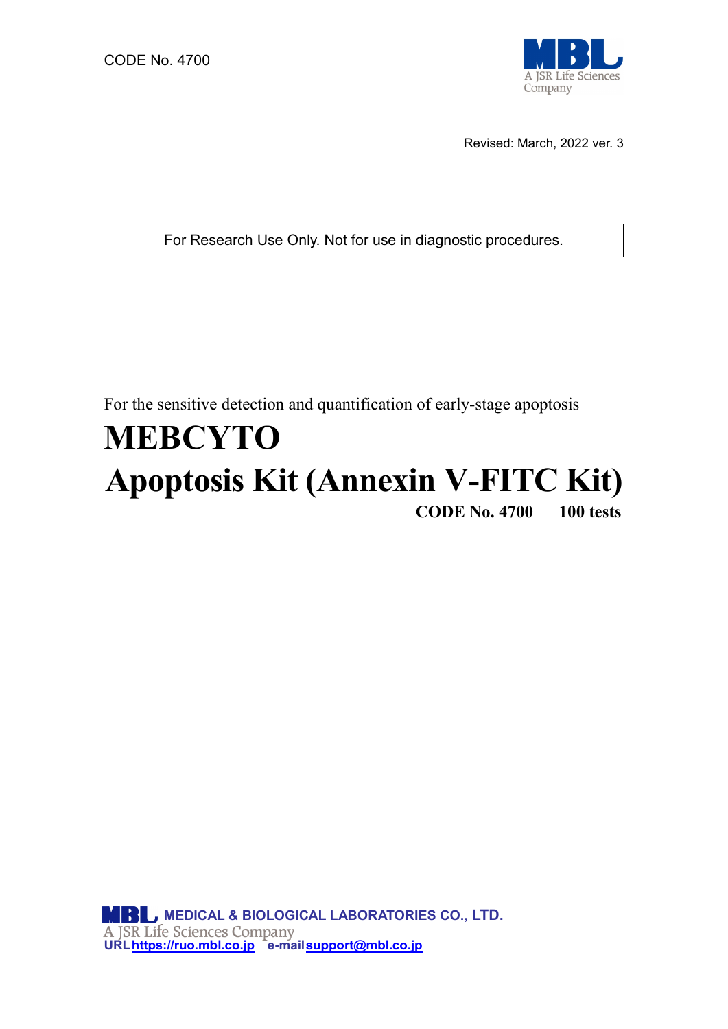CODE No. 4700

Revised: March, 2022 ver. 3

For Research Use Only. Not for use in diagnostic procedures.

For the sensitive detection and quantification of early-stage apoptosis

# MEBCYTO Apoptosis Kit (Annexin V-FITC Kit)

**CODE No. 4700 100 tests**

**MEDICAL & BIOLOGICAL LABORATORIES CO., LTD.**
A JSR Life Sciences Company
URL https://ruo.mbl.co.jp e-mail support@mbl.co.jp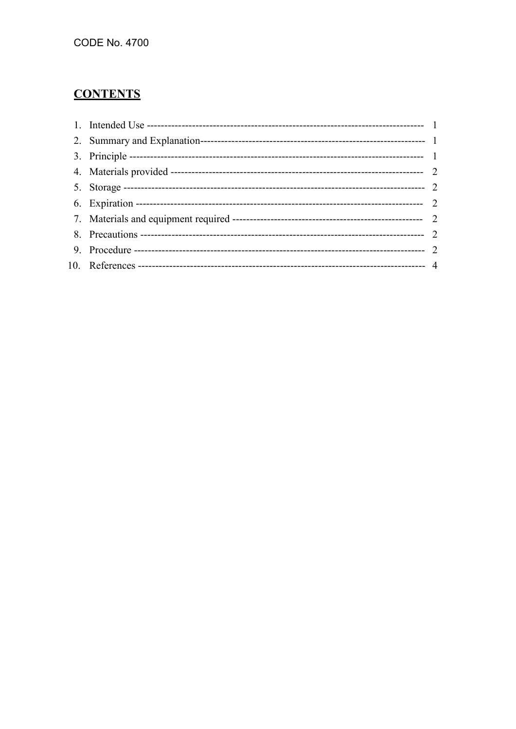CODE No. 4700

## CONTENTS

1. Intended Use ---------------------------------------------------------------------------------- 1
2. Summary and Explanation---------------------------------------------------------------- 1
3. Principle ------------------------------------------------------------------------------------ 1
4. Materials provided ------------------------------------------------------------------------ 2
5. Storage --------------------------------------------------------------------------------------- 2
6. Expiration ----------------------------------------------------------------------------------- 2
7. Materials and equipment required ------------------------------------------------------ 2
8. Precautions --------------------------------------------------------------------------------- 2
9. Procedure ----------------------------------------------------------------------------------- 2
10. References ---------------------------------------------------------------------------------- 4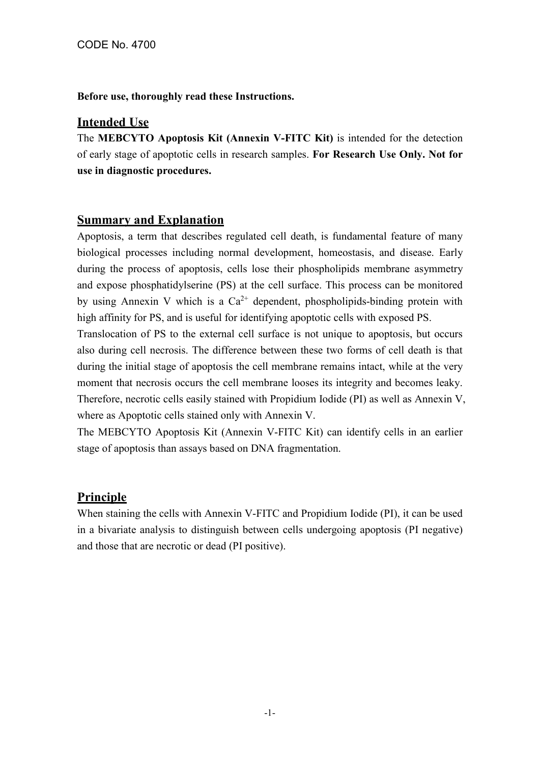CODE No. 4700

**Before use, thoroughly read these Instructions.**

## Intended Use

The **MEBCYTO Apoptosis Kit (Annexin V-FITC Kit)** is intended for the detection of early stage of apoptotic cells in research samples. **For Research Use Only. Not for use in diagnostic procedures.**

## Summary and Explanation

Apoptosis, a term that describes regulated cell death, is fundamental feature of many biological processes including normal development, homeostasis, and disease. Early during the process of apoptosis, cells lose their phospholipids membrane asymmetry and expose phosphatidylserine (PS) at the cell surface. This process can be monitored by using Annexin V which is a $Ca^{2+}$ dependent, phospholipids-binding protein with high affinity for PS, and is useful for identifying apoptotic cells with exposed PS.

Translocation of PS to the external cell surface is not unique to apoptosis, but occurs also during cell necrosis. The difference between these two forms of cell death is that during the initial stage of apoptosis the cell membrane remains intact, while at the very moment that necrosis occurs the cell membrane looses its integrity and becomes leaky. Therefore, necrotic cells easily stained with Propidium Iodide (PI) as well as Annexin V, where as Apoptotic cells stained only with Annexin V.

The MEBCYTO Apoptosis Kit (Annexin V-FITC Kit) can identify cells in an earlier stage of apoptosis than assays based on DNA fragmentation.

## Principle

When staining the cells with Annexin V-FITC and Propidium Iodide (PI), it can be used in a bivariate analysis to distinguish between cells undergoing apoptosis (PI negative) and those that are necrotic or dead (PI positive).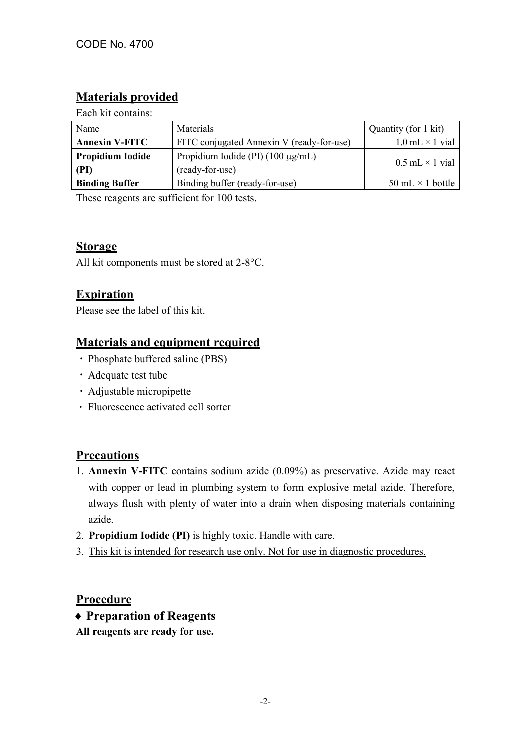CODE No. 4700

## Materials provided

Each kit contains:

| Name | Materials | Quantity (for 1 kit) |
|---|---|---|
| **Annexin V-FITC** | FITC conjugated Annexin V (ready-for-use) | 1.0 mL × 1 vial |
| **Propidium Iodide (PI)** | Propidium Iodide (PI) (100 µg/mL) (ready-for-use) | 0.5 mL × 1 vial |
| **Binding Buffer** | Binding buffer (ready-for-use) | 50 mL × 1 bottle |

These reagents are sufficient for 100 tests.

## Storage

All kit components must be stored at 2-8°C.

## Expiration

Please see the label of this kit.

## Materials and equipment required

- Phosphate buffered saline (PBS)
- Adequate test tube
- Adjustable micropipette
- Fluorescence activated cell sorter

## Precautions

1. **Annexin V-FITC** contains sodium azide (0.09%) as preservative. Azide may react with copper or lead in plumbing system to form explosive metal azide. Therefore, always flush with plenty of water into a drain when disposing materials containing azide.
2. **Propidium Iodide (PI)** is highly toxic. Handle with care.
3. This kit is intended for research use only. Not for use in diagnostic procedures.

## Procedure

### ♦ Preparation of Reagents

**All reagents are ready for use.**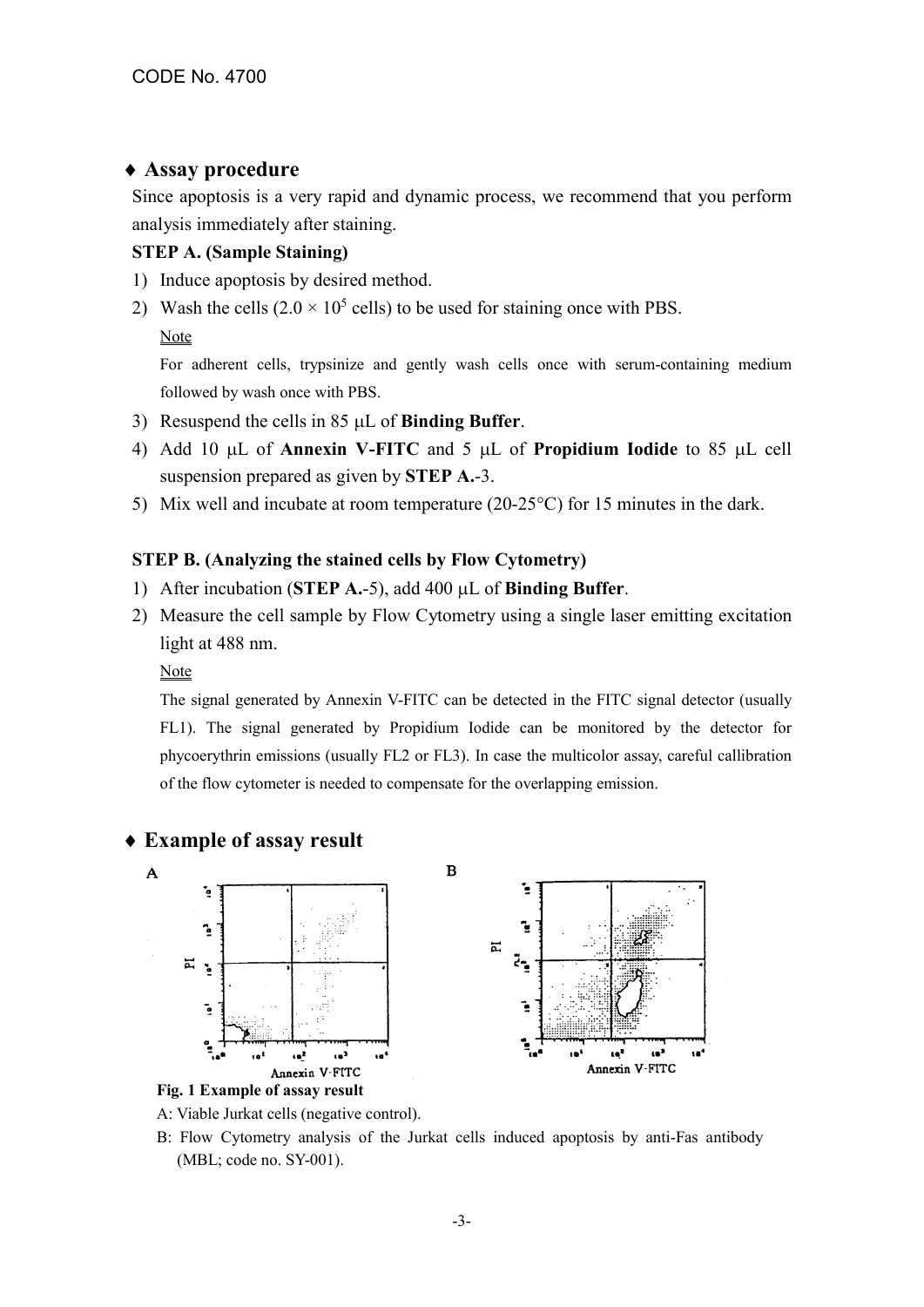## ♦ Assay procedure

Since apoptosis is a very rapid and dynamic process, we recommend that you perform analysis immediately after staining.

### STEP A. (Sample Staining)

1) Induce apoptosis by desired method.
2) Wash the cells ($2.0 \times 10^5$ cells) to be used for staining once with PBS.

   Note

   For adherent cells, trypsinize and gently wash cells once with serum-containing medium followed by wash once with PBS.
3) Resuspend the cells in 85 μL of **Binding Buffer**.
4) Add 10 μL of **Annexin V-FITC** and 5 μL of **Propidium Iodide** to 85 μL cell suspension prepared as given by **STEP A.**-3.
5) Mix well and incubate at room temperature (20-25°C) for 15 minutes in the dark.

### STEP B. (Analyzing the stained cells by Flow Cytometry)

1) After incubation (**STEP A.**-5), add 400 μL of **Binding Buffer**.
2) Measure the cell sample by Flow Cytometry using a single laser emitting excitation light at 488 nm.

   Note

   The signal generated by Annexin V-FITC can be detected in the FITC signal detector (usually FL1). The signal generated by Propidium Iodide can be monitored by the detector for phycoerythrin emissions (usually FL2 or FL3). In case the multicolor assay, careful callibration of the flow cytometer is needed to compensate for the overlapping emission.

## ♦ Example of assay result

**Fig. 1 Example of assay result**

A: Viable Jurkat cells (negative control).

B: Flow Cytometry analysis of the Jurkat cells induced apoptosis by anti-Fas antibody (MBL; code no. SY-001).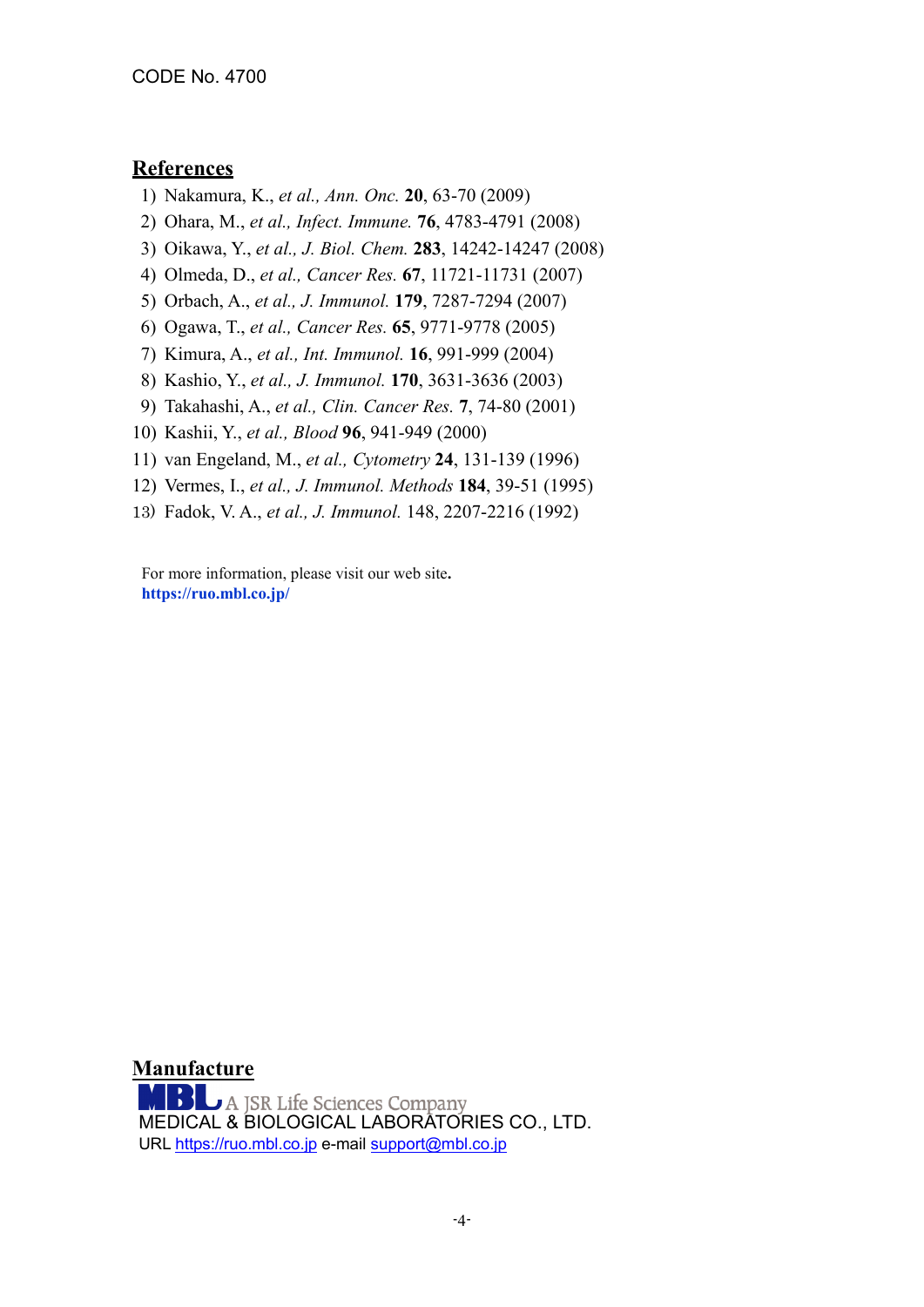CODE No. 4700

## References

1) Nakamura, K., *et al., Ann. Onc.* **20**, 63-70 (2009)
2) Ohara, M., *et al., Infect. Immune.* **76**, 4783-4791 (2008)
3) Oikawa, Y., *et al., J. Biol. Chem.* **283**, 14242-14247 (2008)
4) Olmeda, D., *et al., Cancer Res.* **67**, 11721-11731 (2007)
5) Orbach, A., *et al., J. Immunol.* **179**, 7287-7294 (2007)
6) Ogawa, T., *et al., Cancer Res.* **65**, 9771-9778 (2005)
7) Kimura, A., *et al., Int. Immunol.* **16**, 991-999 (2004)
8) Kashio, Y., *et al., J. Immunol.* **170**, 3631-3636 (2003)
9) Takahashi, A., *et al., Clin. Cancer Res.* **7**, 74-80 (2001)
10) Kashii, Y., *et al., Blood* **96**, 941-949 (2000)
11) van Engeland, M., *et al., Cytometry* **24**, 131-139 (1996)
12) Vermes, I., *et al., J. Immunol. Methods* **184**, 39-51 (1995)
13) Fadok, V. A., *et al., J. Immunol.* 148, 2207-2216 (1992)

For more information, please visit our web site**.**
**https://ruo.mbl.co.jp/**

## Manufacture

MBL A JSR Life Sciences Company
MEDICAL & BIOLOGICAL LABORATORIES CO., LTD.
URL https://ruo.mbl.co.jp e-mail support@mbl.co.jp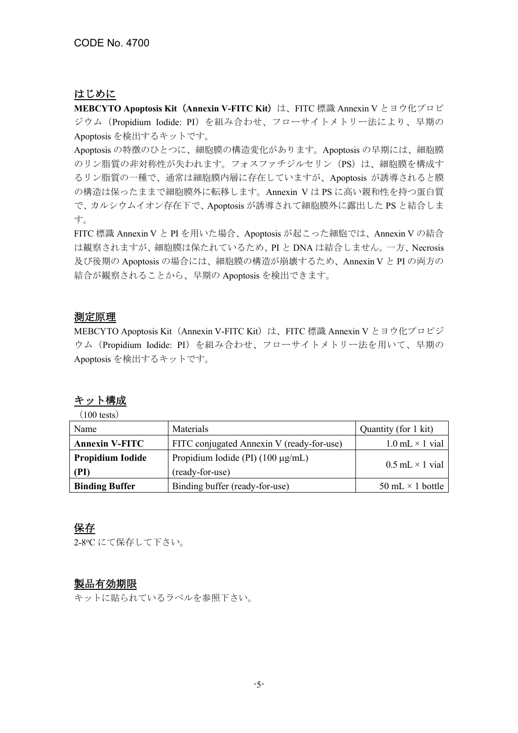CODE No. 4700

## はじめに

**MEBCYTO Apoptosis Kit（Annexin V-FITC Kit）**は、FITC 標識 Annexin V とヨウ化プロピジウム（Propidium Iodide: PI）を組み合わせ、フローサイトメトリー法により、早期の Apoptosis を検出するキットです。

Apoptosis の特徴のひとつに、細胞膜の構造変化があります。Apoptosis の早期には、細胞膜のリン脂質の非対称性が失われます。フォスファチジルセリン（PS）は、細胞膜を構成するリン脂質の一種で、通常は細胞膜内層に存在していますが、Apoptosis が誘導されると膜の構造は保ったままで細胞膜外に転移します。Annexin V は PS に高い親和性を持つ蛋白質で、カルシウムイオン存在下で、Apoptosis が誘導されて細胞膜外に露出した PS と結合します。

FITC 標識 Annexin V と PI を用いた場合、Apoptosis が起こった細胞では、Annexin V の結合は観察されますが、細胞膜は保たれているため、PI と DNA は結合しません。一方、Necrosis 及び後期の Apoptosis の場合には、細胞膜の構造が崩壊するため、Annexin V と PI の両方の結合が観察されることから、早期の Apoptosis を検出できます。

## 測定原理

MEBCYTO Apoptosis Kit（Annexin V-FITC Kit）は、FITC 標識 Annexin V とヨウ化プロピジウム（Propidium Iodide: PI）を組み合わせ、フローサイトメトリー法を用いて、早期の Apoptosis を検出するキットです。

## キット構成

（100 tests）

| Name | Materials | Quantity (for 1 kit) |
|---|---|---|
| **Annexin V-FITC** | FITC conjugated Annexin V (ready-for-use) | 1.0 mL × 1 vial |
| **Propidium Iodide (PI)** | Propidium Iodide (PI) (100 µg/mL) (ready-for-use) | 0.5 mL × 1 vial |
| **Binding Buffer** | Binding buffer (ready-for-use) | 50 mL × 1 bottle |

## 保存

2-8°C にて保存して下さい。

## 製品有効期限

キットに貼られているラベルを参照下さい。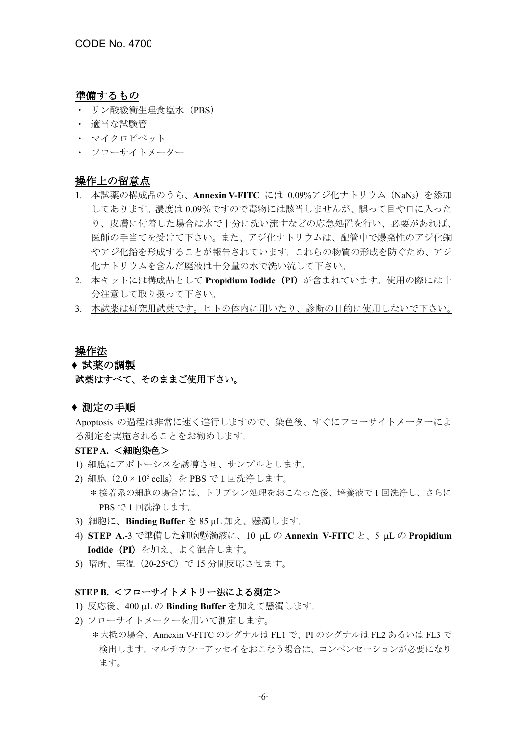## 準備するもの

- リン酸緩衝生理食塩水（PBS）
- 適当な試験管
- マイクロピペット
- フローサイトメーター

## 操作上の留意点

1. 本試薬の構成品のうち、**Annexin V-FITC** には 0.09%アジ化ナトリウム（$NaN_3$）を添加してあります。濃度は 0.09%ですので毒物には該当しませんが、誤って目や口に入ったり、皮膚に付着した場合は水で十分に洗い流すなどの応急処置を行い、必要があれば、医師の手当てを受けて下さい。また、アジ化ナトリウムは、配管中で爆発性のアジ化銅やアジ化鉛を形成することが報告されています。これらの物質の形成を防ぐため、アジ化ナトリウムを含んだ廃液は十分量の水で洗い流して下さい。
2. 本キットには構成品として **Propidium Iodide（PI）** が含まれています。使用の際には十分注意して取り扱って下さい。
3. <u>本試薬は研究用試薬です。ヒトの体内に用いたり、診断の目的に使用しないで下さい。</u>

## 操作法

### ♦ 試薬の調製

**試薬はすべて、そのままご使用下さい。**

### ♦ 測定の手順

Apoptosis の過程は非常に速く進行しますので、染色後、すぐにフローサイトメーターによる測定を実施されることをお勧めします。

**STEP A. ＜細胞染色＞**

1) 細胞にアポトーシスを誘導させ、サンプルとします。
2) 細胞（$2.0 \times 10^5$ cells）を PBS で 1 回洗浄します。
   ＊接着系の細胞の場合には、トリプシン処理をおこなった後、培養液で 1 回洗浄し、さらに PBS で 1 回洗浄します。
3) 細胞に、**Binding Buffer** を 85 μL 加え、懸濁します。
4) **STEP A.**-3 で準備した細胞懸濁液に、10 μL の **Annexin V-FITC** と、5 μL の **Propidium Iodide（PI）** を加え、よく混合します。
5) 暗所、室温（20-25°C）で 15 分間反応させます。

**STEP B. ＜フローサイトメトリー法による測定＞**

1) 反応後、400 μL の **Binding Buffer** を加えて懸濁します。
2) フローサイトメーターを用いて測定します。
   ＊大抵の場合、Annexin V-FITC のシグナルは FL1 で、PI のシグナルは FL2 あるいは FL3 で検出します。マルチカラーアッセイをおこなう場合は、コンペンセーションが必要になります。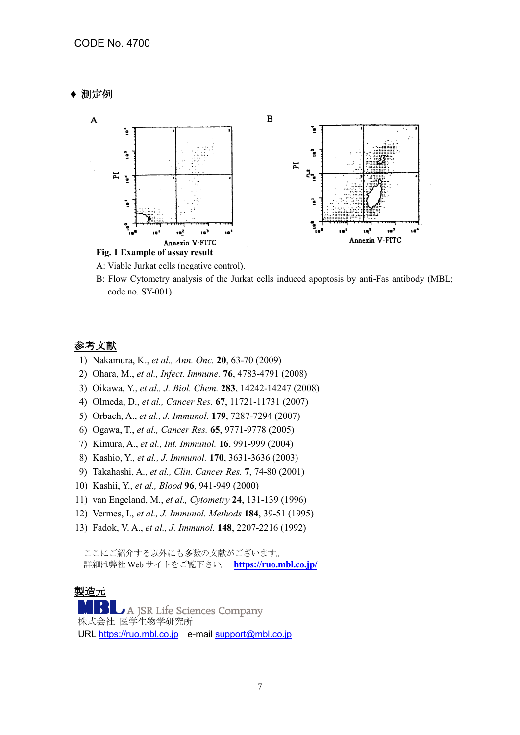CODE No. 4700

## ◆ 測定例

A

PI

Annexin V-FITC

B

PI

Annexin V-FITC

**Fig. 1 Example of assay result**

A: Viable Jurkat cells (negative control).

B: Flow Cytometry analysis of the Jurkat cells induced apoptosis by anti-Fas antibody (MBL; code no. SY-001).

## 参考文献

1) Nakamura, K., *et al., Ann. Onc.* **20**, 63-70 (2009)
2) Ohara, M., *et al., Infect. Immune.* **76**, 4783-4791 (2008)
3) Oikawa, Y., *et al., J. Biol. Chem.* **283**, 14242-14247 (2008)
4) Olmeda, D., *et al., Cancer Res.* **67**, 11721-11731 (2007)
5) Orbach, A., *et al., J. Immunol.* **179**, 7287-7294 (2007)
6) Ogawa, T., *et al., Cancer Res.* **65**, 9771-9778 (2005)
7) Kimura, A., *et al., Int. Immunol.* **16**, 991-999 (2004)
8) Kashio, Y., *et al., J. Immunol.* **170**, 3631-3636 (2003)
9) Takahashi, A., *et al., Clin. Cancer Res.* **7**, 74-80 (2001)
10) Kashii, Y., *et al., Blood* **96**, 941-949 (2000)
11) van Engeland, M., *et al., Cytometry* **24**, 131-139 (1996)
12) Vermes, I., *et al., J. Immunol. Methods* **184**, 39-51 (1995)
13) Fadok, V. A., *et al., J. Immunol.* **148**, 2207-2216 (1992)

ここにご紹介する以外にも多数の文献がございます。
詳細は弊社 Web サイトをご覧下さい。 **https://ruo.mbl.co.jp/**

## 製造元

MBL A JSR Life Sciences Company
株式会社 医学生物学研究所
URL https://ruo.mbl.co.jp e-mail support@mbl.co.jp